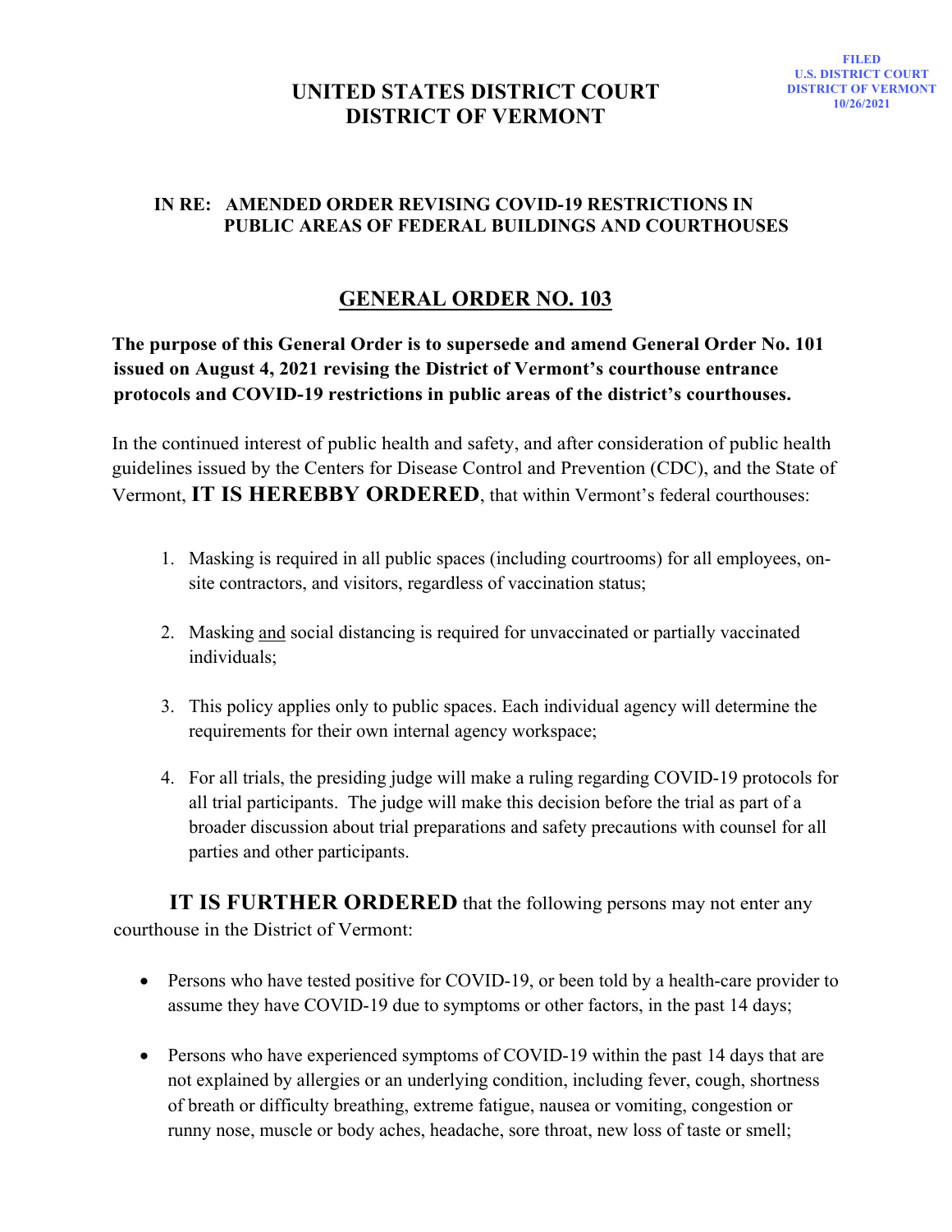FILED
U.S. DISTRICT COURT
DISTRICT OF VERMONT
10/26/2021

# UNITED STATES DISTRICT COURT
# DISTRICT OF VERMONT

**IN RE: AMENDED ORDER REVISING COVID-19 RESTRICTIONS IN PUBLIC AREAS OF FEDERAL BUILDINGS AND COURTHOUSES**

## GENERAL ORDER NO. 103

**The purpose of this General Order is to supersede and amend General Order No. 101 issued on August 4, 2021 revising the District of Vermont's courthouse entrance protocols and COVID-19 restrictions in public areas of the district's courthouses.**

In the continued interest of public health and safety, and after consideration of public health guidelines issued by the Centers for Disease Control and Prevention (CDC), and the State of Vermont, **IT IS HEREBBY ORDERED**, that within Vermont's federal courthouses:

1. Masking is required in all public spaces (including courtrooms) for all employees, on-site contractors, and visitors, regardless of vaccination status;

2. Masking <u>and</u> social distancing is required for unvaccinated or partially vaccinated individuals;

3. This policy applies only to public spaces. Each individual agency will determine the requirements for their own internal agency workspace;

4. For all trials, the presiding judge will make a ruling regarding COVID-19 protocols for all trial participants. The judge will make this decision before the trial as part of a broader discussion about trial preparations and safety precautions with counsel for all parties and other participants.

**IT IS FURTHER ORDERED** that the following persons may not enter any courthouse in the District of Vermont:

- Persons who have tested positive for COVID-19, or been told by a health-care provider to assume they have COVID-19 due to symptoms or other factors, in the past 14 days;

- Persons who have experienced symptoms of COVID-19 within the past 14 days that are not explained by allergies or an underlying condition, including fever, cough, shortness of breath or difficulty breathing, extreme fatigue, nausea or vomiting, congestion or runny nose, muscle or body aches, headache, sore throat, new loss of taste or smell;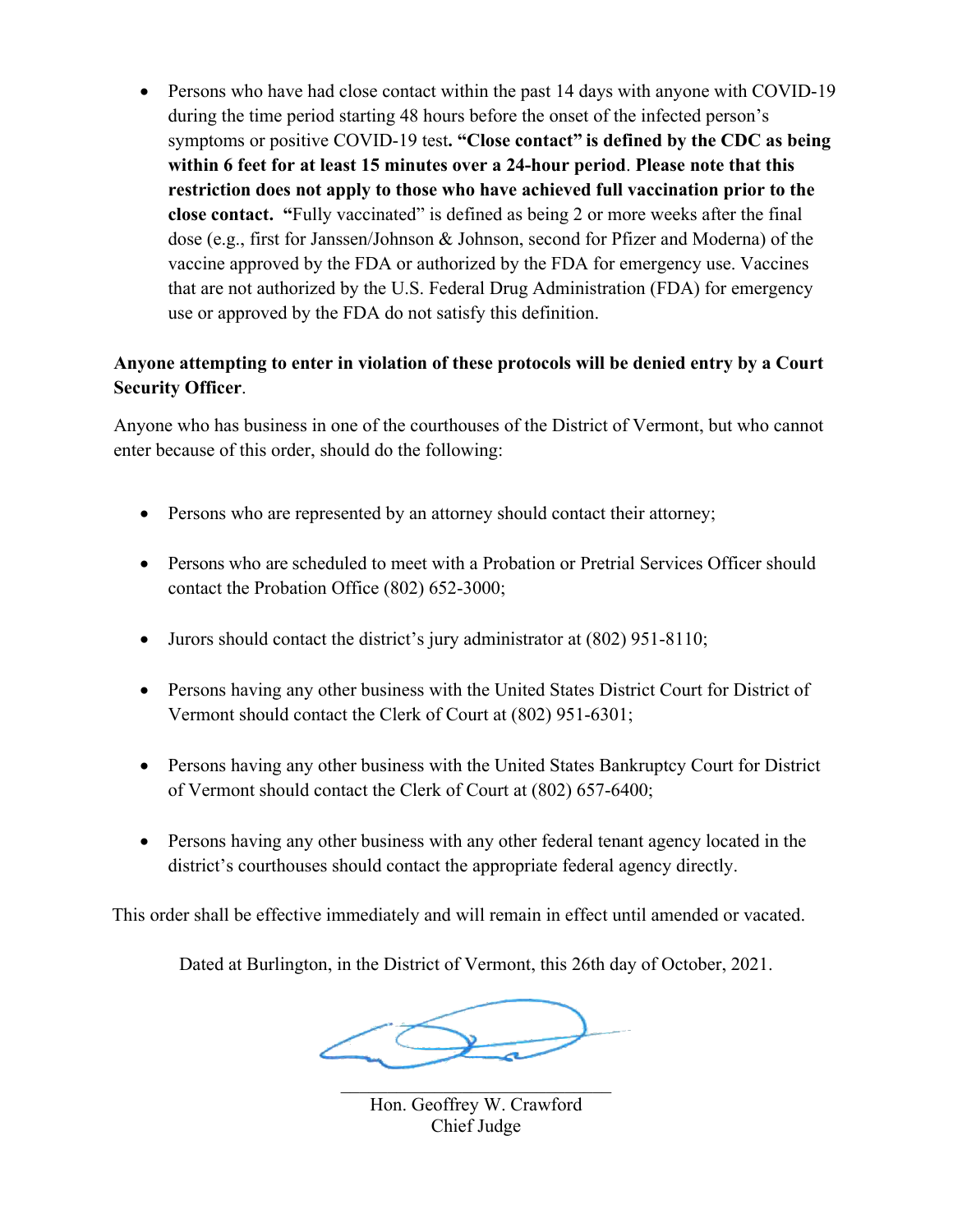- Persons who have had close contact within the past 14 days with anyone with COVID-19 during the time period starting 48 hours before the onset of the infected person's symptoms or positive COVID-19 test**. "Close contact" is defined by the CDC as being within 6 feet for at least 15 minutes over a 24-hour period**. **Please note that this restriction does not apply to those who have achieved full vaccination prior to the close contact. "**Fully vaccinated" is defined as being 2 or more weeks after the final dose (e.g., first for Janssen/Johnson & Johnson, second for Pfizer and Moderna) of the vaccine approved by the FDA or authorized by the FDA for emergency use. Vaccines that are not authorized by the U.S. Federal Drug Administration (FDA) for emergency use or approved by the FDA do not satisfy this definition.

**Anyone attempting to enter in violation of these protocols will be denied entry by a Court Security Officer**.

Anyone who has business in one of the courthouses of the District of Vermont, but who cannot enter because of this order, should do the following:

- Persons who are represented by an attorney should contact their attorney;
- Persons who are scheduled to meet with a Probation or Pretrial Services Officer should contact the Probation Office (802) 652-3000;
- Jurors should contact the district's jury administrator at (802) 951-8110;
- Persons having any other business with the United States District Court for District of Vermont should contact the Clerk of Court at (802) 951-6301;
- Persons having any other business with the United States Bankruptcy Court for District of Vermont should contact the Clerk of Court at (802) 657-6400;
- Persons having any other business with any other federal tenant agency located in the district's courthouses should contact the appropriate federal agency directly.

This order shall be effective immediately and will remain in effect until amended or vacated.

Dated at Burlington, in the District of Vermont, this 26th day of October, 2021.

Hon. Geoffrey W. Crawford
Chief Judge